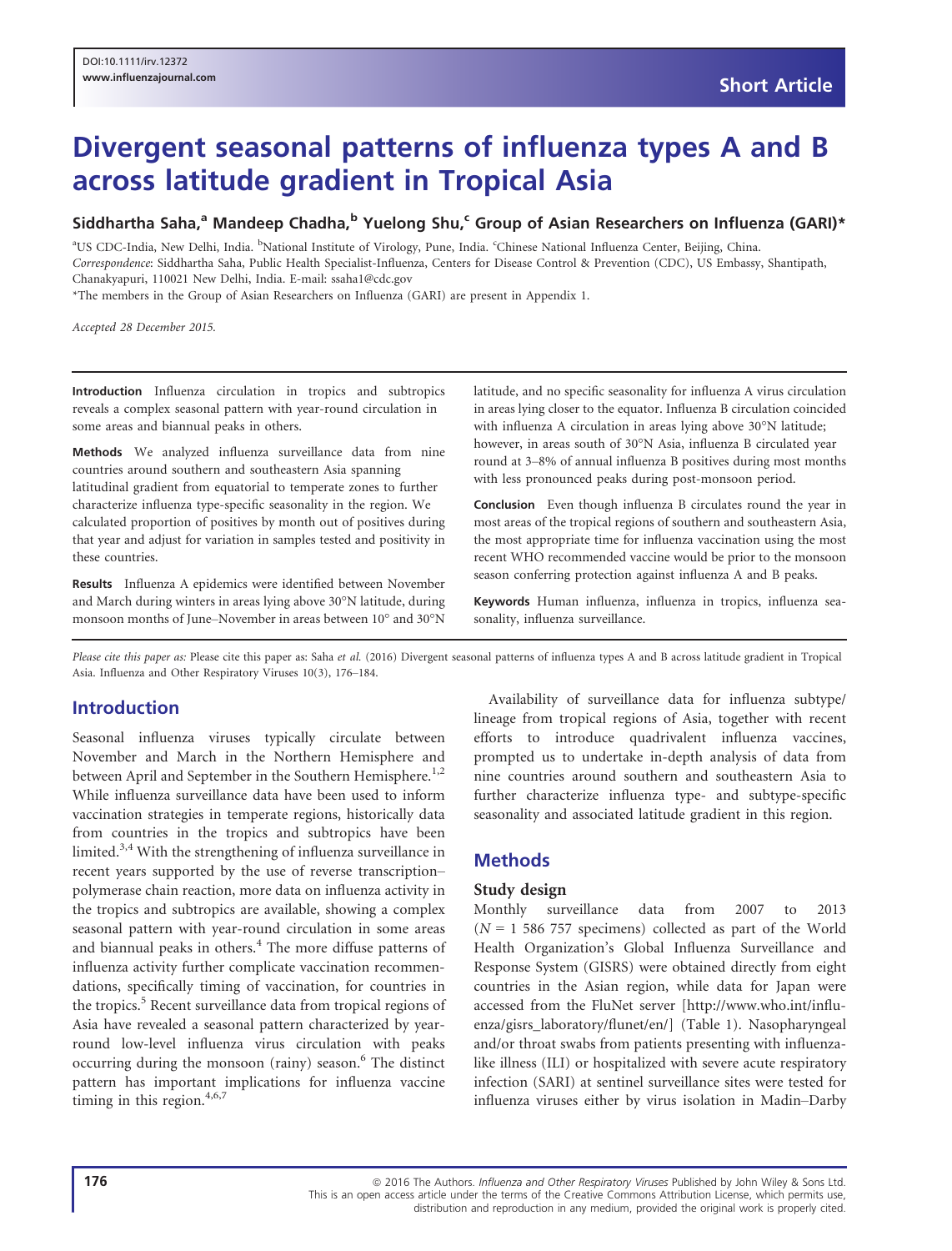# Divergent seasonal patterns of influenza types A and B across latitude gradient in Tropical Asia

**Siddhartha Saha,[a] Mandeep Chadha,[b] Yuelong Shu,[c] Group of Asian Researchers on Influenza (GARI)***

[a]US CDC-India, New Delhi, India. [b]National Institute of Virology, Pune, India. [c]Chinese National Influenza Center, Beijing, China.

*Correspondence*: Siddhartha Saha, Public Health Specialist-Influenza, Centers for Disease Control & Prevention (CDC), US Embassy, Shantipath, Chanakyapuri, 110021 New Delhi, India. E-mail: ssaha1@cdc.gov

*The members in the Group of Asian Researchers on Influenza (GARI) are present in Appendix 1.

*Accepted 28 December 2015.*

**Introduction** Influenza circulation in tropics and subtropics reveals a complex seasonal pattern with year-round circulation in some areas and biannual peaks in others.

**Methods** We analyzed influenza surveillance data from nine countries around southern and southeastern Asia spanning latitudinal gradient from equatorial to temperate zones to further characterize influenza type-specific seasonality in the region. We calculated proportion of positives by month out of positives during that year and adjust for variation in samples tested and positivity in these countries.

**Results** Influenza A epidemics were identified between November and March during winters in areas lying above 30°N latitude, during monsoon months of June–November in areas between 10° and 30°N latitude, and no specific seasonality for influenza A virus circulation in areas lying closer to the equator. Influenza B circulation coincided with influenza A circulation in areas lying above 30°N latitude; however, in areas south of 30°N Asia, influenza B circulated year round at 3–8% of annual influenza B positives during most months with less pronounced peaks during post-monsoon period.

**Conclusion** Even though influenza B circulates round the year in most areas of the tropical regions of southern and southeastern Asia, the most appropriate time for influenza vaccination using the most recent WHO recommended vaccine would be prior to the monsoon season conferring protection against influenza A and B peaks.

**Keywords** Human influenza, influenza in tropics, influenza seasonality, influenza surveillance.

*Please cite this paper as:* Please cite this paper as: Saha *et al.* (2016) Divergent seasonal patterns of influenza types A and B across latitude gradient in Tropical Asia. Influenza and Other Respiratory Viruses 10(3), 176–184.

## Introduction

Seasonal influenza viruses typically circulate between November and March in the Northern Hemisphere and between April and September in the Southern Hemisphere.[1,2] While influenza surveillance data have been used to inform vaccination strategies in temperate regions, historically data from countries in the tropics and subtropics have been limited.[3,4] With the strengthening of influenza surveillance in recent years supported by the use of reverse transcription–polymerase chain reaction, more data on influenza activity in the tropics and subtropics are available, showing a complex seasonal pattern with year-round circulation in some areas and biannual peaks in others.[4] The more diffuse patterns of influenza activity further complicate vaccination recommendations, specifically timing of vaccination, for countries in the tropics.[5] Recent surveillance data from tropical regions of Asia have revealed a seasonal pattern characterized by year-round low-level influenza virus circulation with peaks occurring during the monsoon (rainy) season.[6] The distinct pattern has important implications for influenza vaccine timing in this region.[4,6,7]

Availability of surveillance data for influenza subtype/lineage from tropical regions of Asia, together with recent efforts to introduce quadrivalent influenza vaccines, prompted us to undertake in-depth analysis of data from nine countries around southern and southeastern Asia to further characterize influenza type- and subtype-specific seasonality and associated latitude gradient in this region.

## Methods

### Study design

Monthly surveillance data from 2007 to 2013 ($N$ = 1 586 757 specimens) collected as part of the World Health Organization's Global Influenza Surveillance and Response System (GISRS) were obtained directly from eight countries in the Asian region, while data for Japan were accessed from the FluNet server [http://www.who.int/influenza/gisrs_laboratory/flunet/en/] (Table 1). Nasopharyngeal and/or throat swabs from patients presenting with influenza-like illness (ILI) or hospitalized with severe acute respiratory infection (SARI) at sentinel surveillance sites were tested for influenza viruses either by virus isolation in Madin–Darby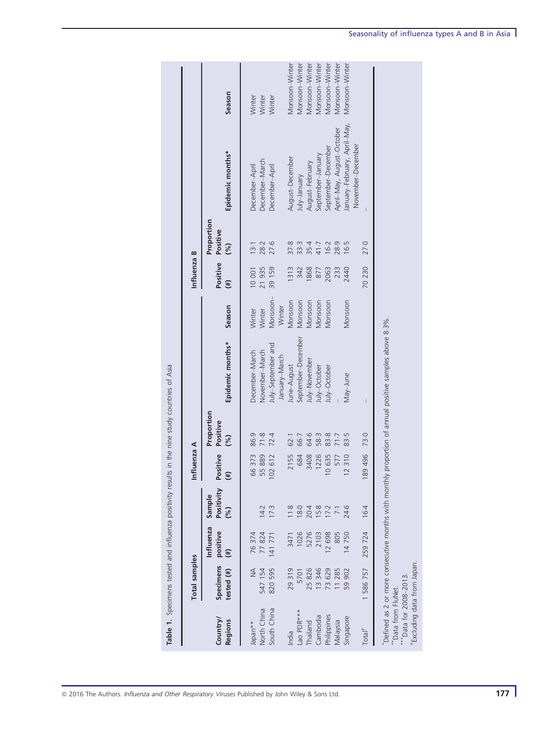**Table 1.** Specimens tested and influenza positivity results in the nine study countries of Asia

| Country/ Regions | Total samples | | | Influenza A | | | | Influenza B | | | |
|---|---|---|---|---|---|---|---|---|---|---|---|
| | Specimens tested (#) | Influenza positive (#) | Sample Positivity (%) | Positive (#) | Proportion Positive (%) | Epidemic months* | Season | Positive (#) | Proportion Positive (%) | Epidemic months* | Season |
| Japan** | NA | 76 374 | | 66 373 | 86·9 | December–March | Winter | 10 001 | 13·1 | December–April | Winter |
| North China | 547 154 | 77 824 | 14·2 | 55 889 | 71·8 | November–March | Winter | 21 935 | 28·2 | December–March | Winter |
| South China | 820 595 | 141 771 | 17·3 | 102 612 | 72·4 | July–September and January–March | Monsoon–Winter | 39 159 | 27·6 | December–April | Winter |
| India | 29 319 | 3471 | 11·8 | 2155 | 62·1 | June–August | Monsoon | 1313 | 37·8 | August–December | Monsoon–Winter |
| Lao PDR*** | 5701 | 1026 | 18·0 | 684 | 66·7 | September–December | Monsoon | 342 | 33·3 | July–January | Monsoon–Winter |
| Thailand | 25 826 | 5276 | 20·4 | 3408 | 64·6 | July–November | Monsoon | 1868 | 35·4 | August–February | Monsoon–Winter |
| Cambodia | 13 346 | 2103 | 15·8 | 1226 | 58·3 | July–October | Monsoon | 877 | 41·7 | September–January | Monsoon–Winter |
| Philippines | 73 629 | 12 698 | 17·2 | 10 635 | 83·8 | July–October | Monsoon | 2063 | 16·2 | September–December | Monsoon–Winter |
| Malaysia | 11 285 | 805 | 7·1 | 577 | 71·7 | – | | 233 | 28·9 | April–May, August–October | Monsoon–Winter |
| Singapore | 59 902 | 14 750 | 24·6 | 12 310 | 83·5 | May–June | Monsoon | 2440 | 16·5 | January–February, April–May, November–December | Monsoon–Winter |
| Total† | 1 586 757 | 259 724 | 16·4 | 189 496 | 73·0 | – | | 70 230 | 27·0 | – | |

*Defined as 2 or more consecutive months with monthly proportion of annual positive samples above 8·3%.
**Data from FluNet.
***Data for 2008–2013.
†Excluding data from Japan.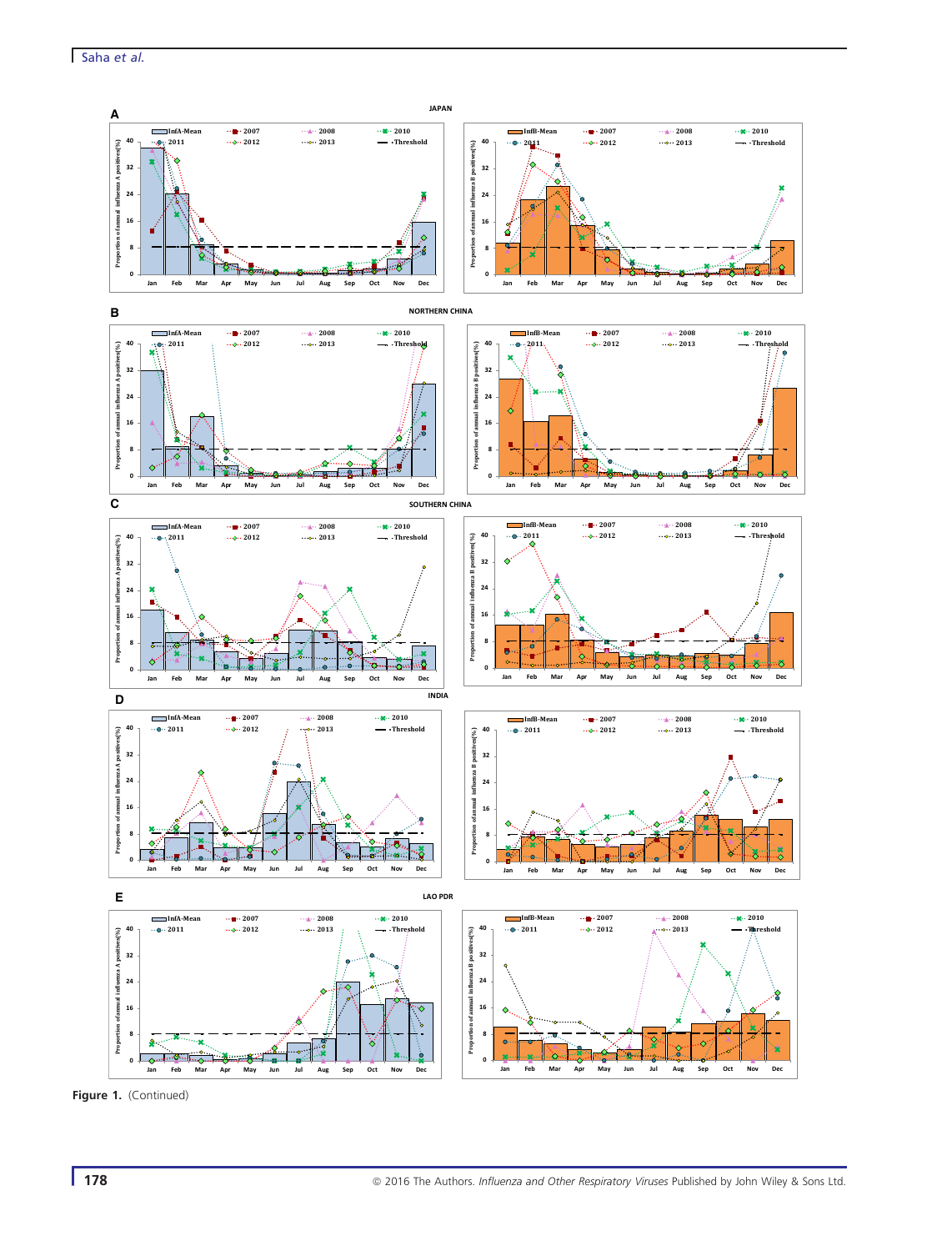**A** JAPAN

**B** NORTHERN CHINA

**C** SOUTHERN CHINA

**D** INDIA

**E** LAO PDR

Figure 1. (Continued)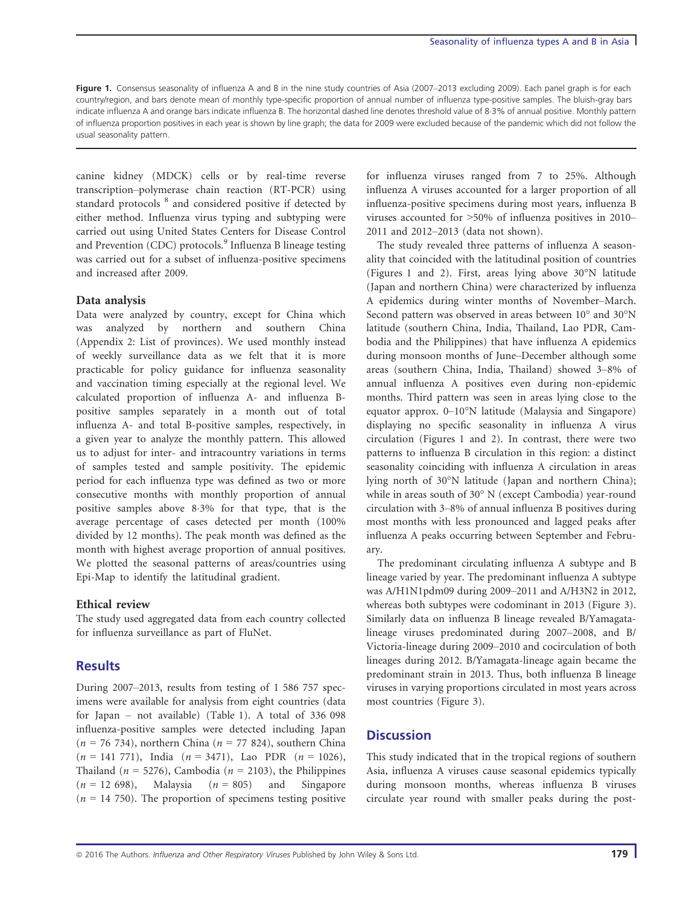**Figure 1.** Consensus seasonality of influenza A and B in the nine study countries of Asia (2007–2013 excluding 2009). Each panel graph is for each country/region, and bars denote mean of monthly type-specific proportion of annual number of influenza type-positive samples. The bluish-gray bars indicate influenza A and orange bars indicate influenza B. The horizontal dashed line denotes threshold value of 8·3% of annual positive. Monthly pattern of influenza proportion positives in each year is shown by line graph; the data for 2009 were excluded because of the pandemic which did not follow the usual seasonality pattern.

canine kidney (MDCK) cells or by real-time reverse transcription–polymerase chain reaction (RT-PCR) using standard protocols [8] and considered positive if detected by either method. Influenza virus typing and subtyping were carried out using United States Centers for Disease Control and Prevention (CDC) protocols.[9] Influenza B lineage testing was carried out for a subset of influenza-positive specimens and increased after 2009.

### Data analysis

Data were analyzed by country, except for China which was analyzed by northern and southern China (Appendix 2: List of provinces). We used monthly instead of weekly surveillance data as we felt that it is more practicable for policy guidance for influenza seasonality and vaccination timing especially at the regional level. We calculated proportion of influenza A- and influenza B-positive samples separately in a month out of total influenza A- and total B-positive samples, respectively, in a given year to analyze the monthly pattern. This allowed us to adjust for inter- and intracountry variations in terms of samples tested and sample positivity. The epidemic period for each influenza type was defined as two or more consecutive months with monthly proportion of annual positive samples above 8·3% for that type, that is the average percentage of cases detected per month (100% divided by 12 months). The peak month was defined as the month with highest average proportion of annual positives. We plotted the seasonal patterns of areas/countries using Epi-Map to identify the latitudinal gradient.

### Ethical review

The study used aggregated data from each country collected for influenza surveillance as part of FluNet.

## Results

During 2007–2013, results from testing of 1 586 757 specimens were available for analysis from eight countries (data for Japan – not available) (Table 1). A total of 336 098 influenza-positive samples were detected including Japan ($n$ = 76 734), northern China ($n$ = 77 824), southern China ($n$ = 141 771), India ($n$ = 3471), Lao PDR ($n$ = 1026), Thailand ($n$ = 5276), Cambodia ($n$ = 2103), the Philippines ($n$ = 12 698), Malaysia ($n$ = 805) and Singapore ($n$ = 14 750). The proportion of specimens testing positive for influenza viruses ranged from 7 to 25%. Although influenza A viruses accounted for a larger proportion of all influenza-positive specimens during most years, influenza B viruses accounted for >50% of influenza positives in 2010–2011 and 2012–2013 (data not shown).

The study revealed three patterns of influenza A seasonality that coincided with the latitudinal position of countries (Figures 1 and 2). First, areas lying above 30°N latitude (Japan and northern China) were characterized by influenza A epidemics during winter months of November–March. Second pattern was observed in areas between 10° and 30°N latitude (southern China, India, Thailand, Lao PDR, Cambodia and the Philippines) that have influenza A epidemics during monsoon months of June–December although some areas (southern China, India, Thailand) showed 3–8% of annual influenza A positives even during non-epidemic months. Third pattern was seen in areas lying close to the equator approx. 0–10°N latitude (Malaysia and Singapore) displaying no specific seasonality in influenza A virus circulation (Figures 1 and 2). In contrast, there were two patterns to influenza B circulation in this region: a distinct seasonality coinciding with influenza A circulation in areas lying north of 30°N latitude (Japan and northern China); while in areas south of 30° N (except Cambodia) year-round circulation with 3–8% of annual influenza B positives during most months with less pronounced and lagged peaks after influenza A peaks occurring between September and February.

The predominant circulating influenza A subtype and B lineage varied by year. The predominant influenza A subtype was A/H1N1pdm09 during 2009–2011 and A/H3N2 in 2012, whereas both subtypes were codominant in 2013 (Figure 3). Similarly data on influenza B lineage revealed B/Yamagata-lineage viruses predominated during 2007–2008, and B/Victoria-lineage during 2009–2010 and cocirculation of both lineages during 2012. B/Yamagata-lineage again became the predominant strain in 2013. Thus, both influenza B lineage viruses in varying proportions circulated in most years across most countries (Figure 3).

## Discussion

This study indicated that in the tropical regions of southern Asia, influenza A viruses cause seasonal epidemics typically during monsoon months, whereas influenza B viruses circulate year round with smaller peaks during the post-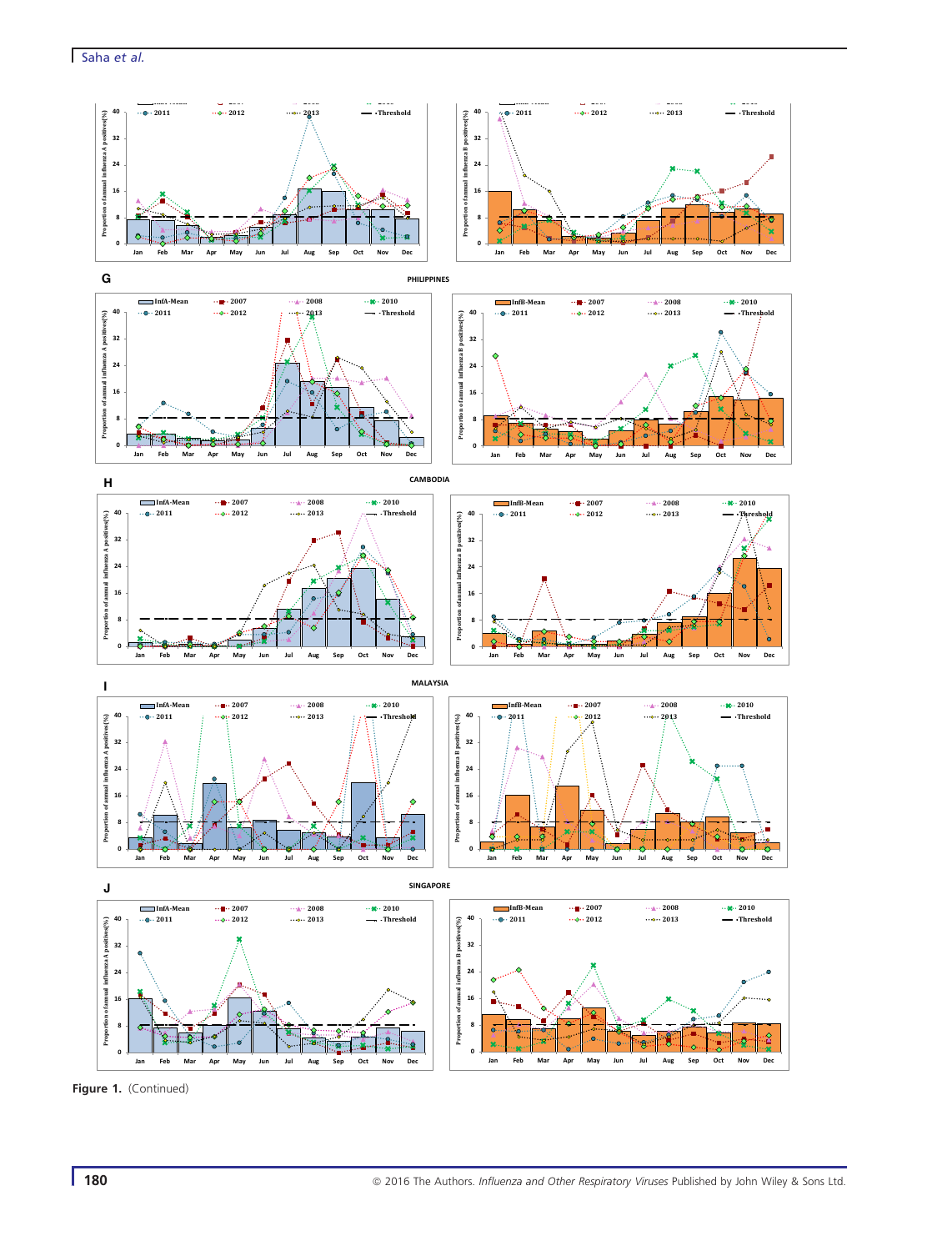Figure 1. (Continued)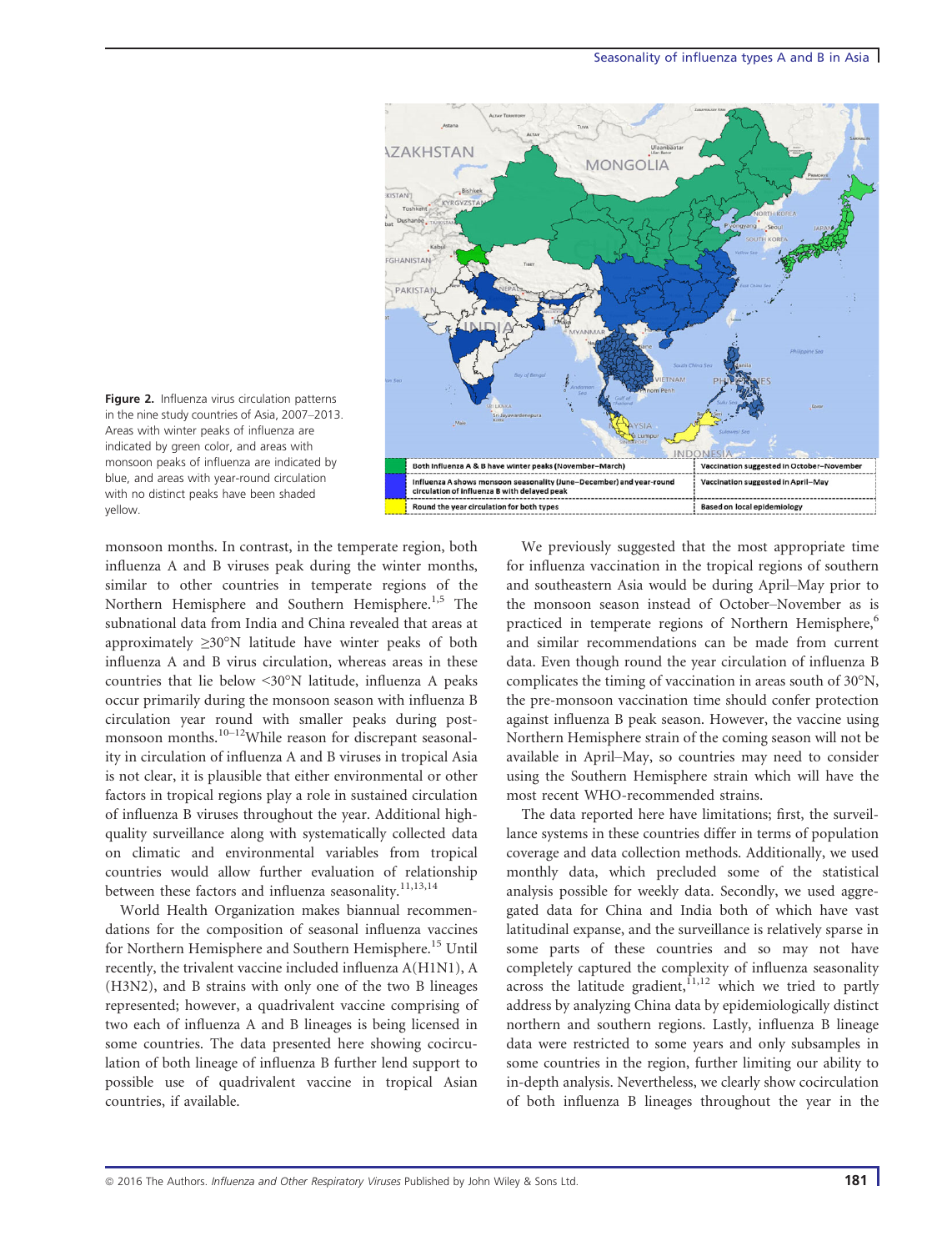Both Influenza A & B have winter peaks (November–March)
Vaccination suggested in October–November
Influenza A shows monsoon seasonality (June–December) and year-round circulation of influenza B with delayed peak
Vaccination suggested in April–May
Round the year circulation for both types
Based on local epidemiology

**Figure 2.** Influenza virus circulation patterns in the nine study countries of Asia, 2007–2013. Areas with winter peaks of influenza are indicated by green color, and areas with monsoon peaks of influenza are indicated by blue, and areas with year-round circulation with no distinct peaks have been shaded yellow.

monsoon months. In contrast, in the temperate region, both influenza A and B viruses peak during the winter months, similar to other countries in temperate regions of the Northern Hemisphere and Southern Hemisphere.[1,5] The subnational data from India and China revealed that areas at approximately ≥30°N latitude have winter peaks of both influenza A and B virus circulation, whereas areas in these countries that lie below <30°N latitude, influenza A peaks occur primarily during the monsoon season with influenza B circulation year round with smaller peaks during post-monsoon months.[10–12] While reason for discrepant seasonality in circulation of influenza A and B viruses in tropical Asia is not clear, it is plausible that either environmental or other factors in tropical regions play a role in sustained circulation of influenza B viruses throughout the year. Additional high-quality surveillance along with systematically collected data on climatic and environmental variables from tropical countries would allow further evaluation of relationship between these factors and influenza seasonality.[11,13,14]

World Health Organization makes biannual recommendations for the composition of seasonal influenza vaccines for Northern Hemisphere and Southern Hemisphere.[15] Until recently, the trivalent vaccine included influenza A(H1N1), A (H3N2), and B strains with only one of the two B lineages represented; however, a quadrivalent vaccine comprising of two each of influenza A and B lineages is being licensed in some countries. The data presented here showing cocirculation of both lineage of influenza B further lend support to possible use of quadrivalent vaccine in tropical Asian countries, if available.

We previously suggested that the most appropriate time for influenza vaccination in the tropical regions of southern and southeastern Asia would be during April–May prior to the monsoon season instead of October–November as is practiced in temperate regions of Northern Hemisphere,[6] and similar recommendations can be made from current data. Even though round the year circulation of influenza B complicates the timing of vaccination in areas south of 30°N, the pre-monsoon vaccination time should confer protection against influenza B peak season. However, the vaccine using Northern Hemisphere strain of the coming season will not be available in April–May, so countries may need to consider using the Southern Hemisphere strain which will have the most recent WHO-recommended strains.

The data reported here have limitations; first, the surveillance systems in these countries differ in terms of population coverage and data collection methods. Additionally, we used monthly data, which precluded some of the statistical analysis possible for weekly data. Secondly, we used aggregated data for China and India both of which have vast latitudinal expanse, and the surveillance is relatively sparse in some parts of these countries and so may not have completely captured the complexity of influenza seasonality across the latitude gradient,[11,12] which we tried to partly address by analyzing China data by epidemiologically distinct northern and southern regions. Lastly, influenza B lineage data were restricted to some years and only subsamples in some countries in the region, further limiting our ability to in-depth analysis. Nevertheless, we clearly show cocirculation of both influenza B lineages throughout the year in the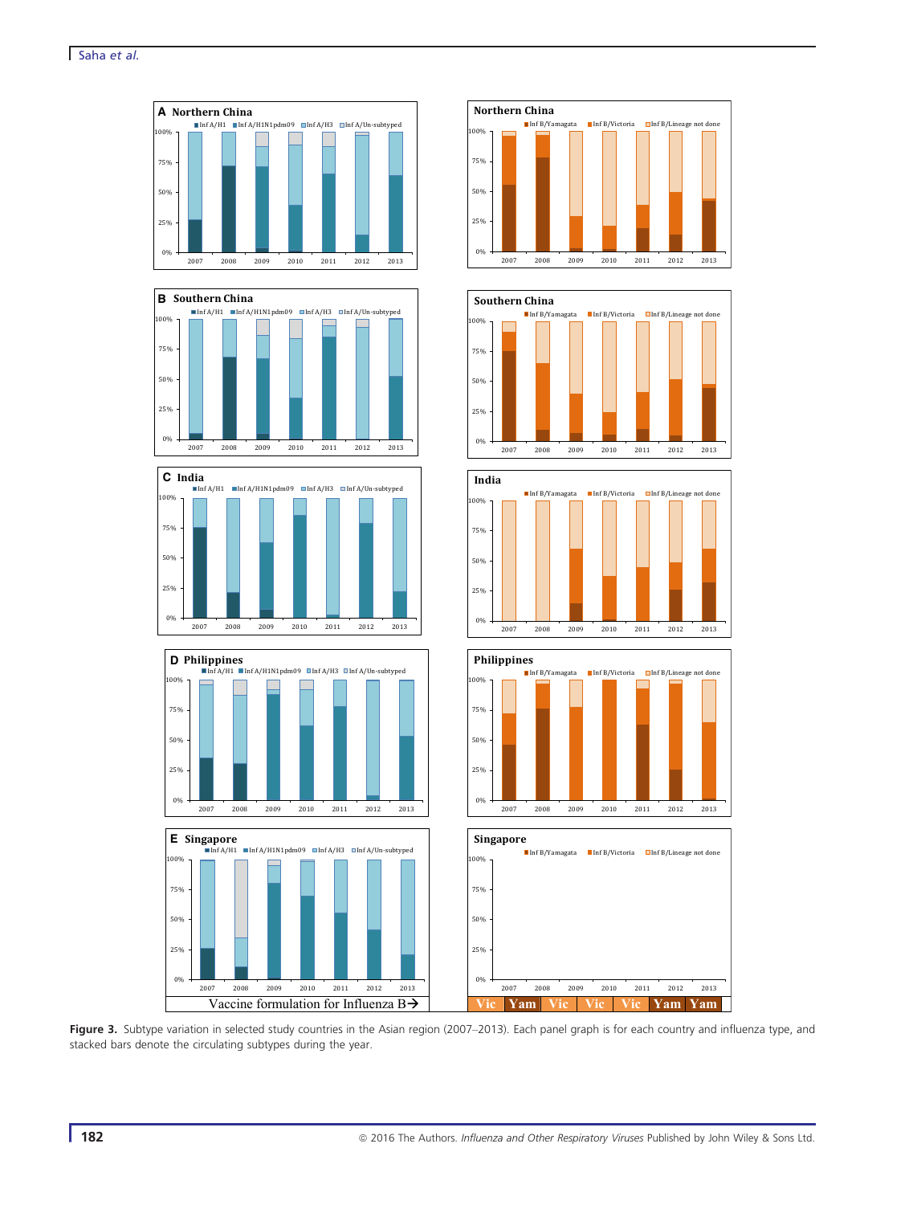**Figure 3.** Subtype variation in selected study countries in the Asian region (2007–2013). Each panel graph is for each country and influenza type, and stacked bars denote the circulating subtypes during the year.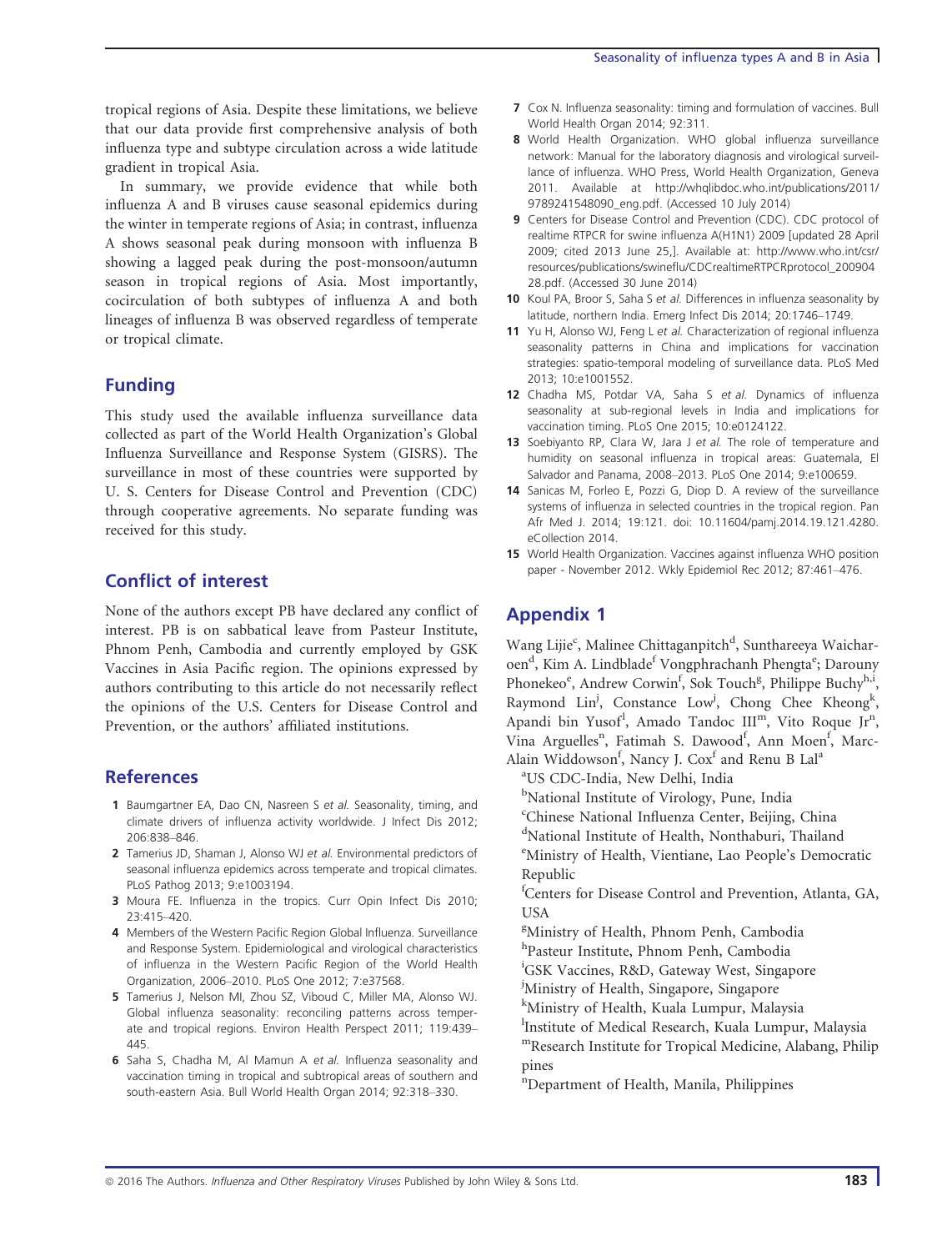tropical regions of Asia. Despite these limitations, we believe that our data provide first comprehensive analysis of both influenza type and subtype circulation across a wide latitude gradient in tropical Asia.

In summary, we provide evidence that while both influenza A and B viruses cause seasonal epidemics during the winter in temperate regions of Asia; in contrast, influenza A shows seasonal peak during monsoon with influenza B showing a lagged peak during the post-monsoon/autumn season in tropical regions of Asia. Most importantly, cocirculation of both subtypes of influenza A and both lineages of influenza B was observed regardless of temperate or tropical climate.

## Funding

This study used the available influenza surveillance data collected as part of the World Health Organization's Global Influenza Surveillance and Response System (GISRS). The surveillance in most of these countries were supported by U. S. Centers for Disease Control and Prevention (CDC) through cooperative agreements. No separate funding was received for this study.

## Conflict of interest

None of the authors except PB have declared any conflict of interest. PB is on sabbatical leave from Pasteur Institute, Phnom Penh, Cambodia and currently employed by GSK Vaccines in Asia Pacific region. The opinions expressed by authors contributing to this article do not necessarily reflect the opinions of the U.S. Centers for Disease Control and Prevention, or the authors' affiliated institutions.

## References

1. Baumgartner EA, Dao CN, Nasreen S *et al.* Seasonality, timing, and climate drivers of influenza activity worldwide. J Infect Dis 2012; 206:838–846.
2. Tamerius JD, Shaman J, Alonso WJ *et al.* Environmental predictors of seasonal influenza epidemics across temperate and tropical climates. PLoS Pathog 2013; 9:e1003194.
3. Moura FE. Influenza in the tropics. Curr Opin Infect Dis 2010; 23:415–420.
4. Members of the Western Pacific Region Global Influenza. Surveillance and Response System. Epidemiological and virological characteristics of influenza in the Western Pacific Region of the World Health Organization, 2006–2010. PLoS One 2012; 7:e37568.
5. Tamerius J, Nelson MI, Zhou SZ, Viboud C, Miller MA, Alonso WJ. Global influenza seasonality: reconciling patterns across temperate and tropical regions. Environ Health Perspect 2011; 119:439–445.
6. Saha S, Chadha M, Al Mamun A *et al.* Influenza seasonality and vaccination timing in tropical and subtropical areas of southern and south-eastern Asia. Bull World Health Organ 2014; 92:318–330.
7. Cox N. Influenza seasonality: timing and formulation of vaccines. Bull World Health Organ 2014; 92:311.
8. World Health Organization. WHO global influenza surveillance network: Manual for the laboratory diagnosis and virological surveillance of influenza. WHO Press, World Health Organization, Geneva 2011. Available at http://whqlibdoc.who.int/publications/2011/9789241548090_eng.pdf. (Accessed 10 July 2014)
9. Centers for Disease Control and Prevention (CDC). CDC protocol of realtime RTPCR for swine influenza A(H1N1) 2009 [updated 28 April 2009; cited 2013 June 25,]. Available at: http://www.who.int/csr/resources/publications/swineflu/CDCrealtimeRTPCRprotocol_20090428.pdf. (Accessed 30 June 2014)
10. Koul PA, Broor S, Saha S *et al.* Differences in influenza seasonality by latitude, northern India. Emerg Infect Dis 2014; 20:1746–1749.
11. Yu H, Alonso WJ, Feng L *et al.* Characterization of regional influenza seasonality patterns in China and implications for vaccination strategies: spatio-temporal modeling of surveillance data. PLoS Med 2013; 10:e1001552.
12. Chadha MS, Potdar VA, Saha S *et al.* Dynamics of influenza seasonality at sub-regional levels in India and implications for vaccination timing. PLoS One 2015; 10:e0124122.
13. Soebiyanto RP, Clara W, Jara J *et al.* The role of temperature and humidity on seasonal influenza in tropical areas: Guatemala, El Salvador and Panama, 2008–2013. PLoS One 2014; 9:e100659.
14. Sanicas M, Forleo E, Pozzi G, Diop D. A review of the surveillance systems of influenza in selected countries in the tropical region. Pan Afr Med J. 2014; 19:121. doi: 10.11604/pamj.2014.19.121.4280. eCollection 2014.
15. World Health Organization. Vaccines against influenza WHO position paper - November 2012. Wkly Epidemiol Rec 2012; 87:461–476.

## Appendix 1

Wang Lijie[c], Malinee Chittaganpitch[d], Sunthareeya Waicharoen[d], Kim A. Lindblade[f] Vongphrachanh Phengta[e]; Darouny Phonekeo[e], Andrew Corwin[f], Sok Touch[g], Philippe Buchy[h,i], Raymond Lin[j], Constance Low[j], Chong Chee Kheong[k], Apandi bin Yusof[l], Amado Tandoc III[m], Vito Roque Jr[n], Vina Arguelles[n], Fatimah S. Dawood[f], Ann Moen[f], Marc-Alain Widdowson[f], Nancy J. Cox[f] and Renu B Lal[a]

[a]US CDC-India, New Delhi, India
[b]National Institute of Virology, Pune, India
[c]Chinese National Influenza Center, Beijing, China
[d]National Institute of Health, Nonthaburi, Thailand
[e]Ministry of Health, Vientiane, Lao People's Democratic Republic
[f]Centers for Disease Control and Prevention, Atlanta, GA, USA
[g]Ministry of Health, Phnom Penh, Cambodia
[h]Pasteur Institute, Phnom Penh, Cambodia
[i]GSK Vaccines, R&D, Gateway West, Singapore
[j]Ministry of Health, Singapore, Singapore
[k]Ministry of Health, Kuala Lumpur, Malaysia
[l]Institute of Medical Research, Kuala Lumpur, Malaysia
[m]Research Institute for Tropical Medicine, Alabang, Philippines
[n]Department of Health, Manila, Philippines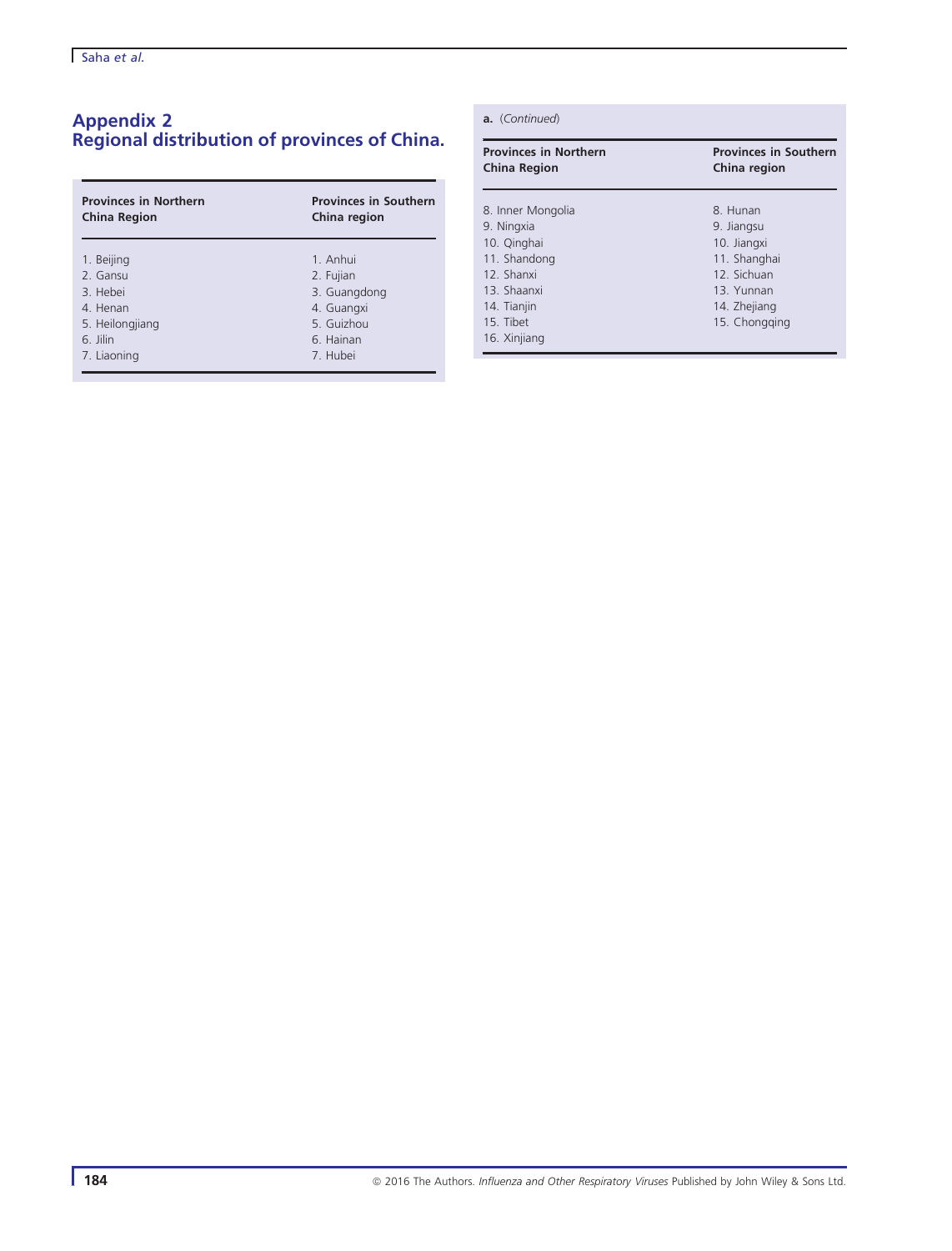## Appendix 2
## Regional distribution of provinces of China.

| Provinces in Northern China Region | Provinces in Southern China region |
|---|---|
| 1. Beijing | 1. Anhui |
| 2. Gansu | 2. Fujian |
| 3. Hebei | 3. Guangdong |
| 4. Henan | 4. Guangxi |
| 5. Heilongjiang | 5. Guizhou |
| 6. Jilin | 6. Hainan |
| 7. Liaoning | 7. Hubei |
| 8. Inner Mongolia | 8. Hunan |
| 9. Ningxia | 9. Jiangsu |
| 10. Qinghai | 10. Jiangxi |
| 11. Shandong | 11. Shanghai |
| 12. Shanxi | 12. Sichuan |
| 13. Shaanxi | 13. Yunnan |
| 14. Tianjin | 14. Zhejiang |
| 15. Tibet | 15. Chongqing |
| 16. Xinjiang | |